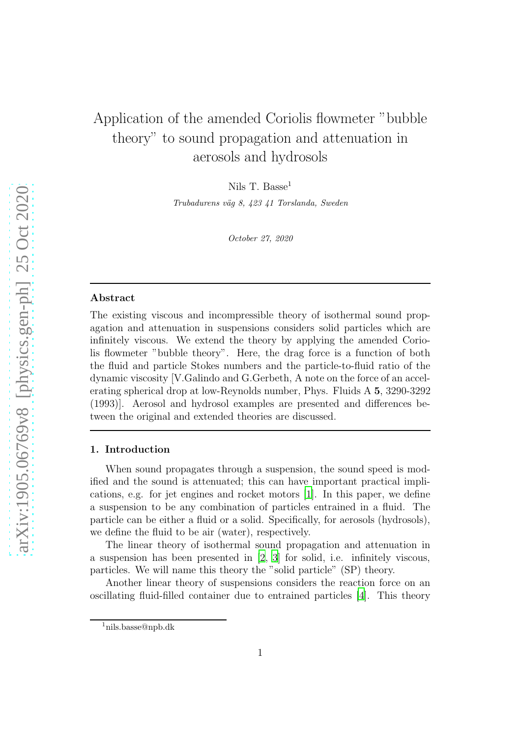# Application of the amended Coriolis flowmeter "bubble theory" to sound propagation and attenuation in aerosols and hydrosols

Nils T. Basse[1]

*Trubadurens väg 8, 423 41 Torslanda, Sweden*

*October 27, 2020*

---

**Abstract**

The existing viscous and incompressible theory of isothermal sound propagation and attenuation in suspensions considers solid particles which are infinitely viscous. We extend the theory by applying the amended Coriolis flowmeter "bubble theory". Here, the drag force is a function of both the fluid and particle Stokes numbers and the particle-to-fluid ratio of the dynamic viscosity [V.Galindo and G.Gerbeth, A note on the force of an accelerating spherical drop at low-Reynolds number, Phys. Fluids A **5**, 3290-3292 (1993)]. Aerosol and hydrosol examples are presented and differences between the original and extended theories are discussed.

---

## 1. Introduction

When sound propagates through a suspension, the sound speed is modified and the sound is attenuated; this can have important practical implications, e.g. for jet engines and rocket motors [1]. In this paper, we define a suspension to be any combination of particles entrained in a fluid. The particle can be either a fluid or a solid. Specifically, for aerosols (hydrosols), we define the fluid to be air (water), respectively.

The linear theory of isothermal sound propagation and attenuation in a suspension has been presented in [2, 3] for solid, i.e. infinitely viscous, particles. We will name this theory the "solid particle" (SP) theory.

Another linear theory of suspensions considers the reaction force on an oscillating fluid-filled container due to entrained particles [4]. This theory

[1] nils.basse@npb.dk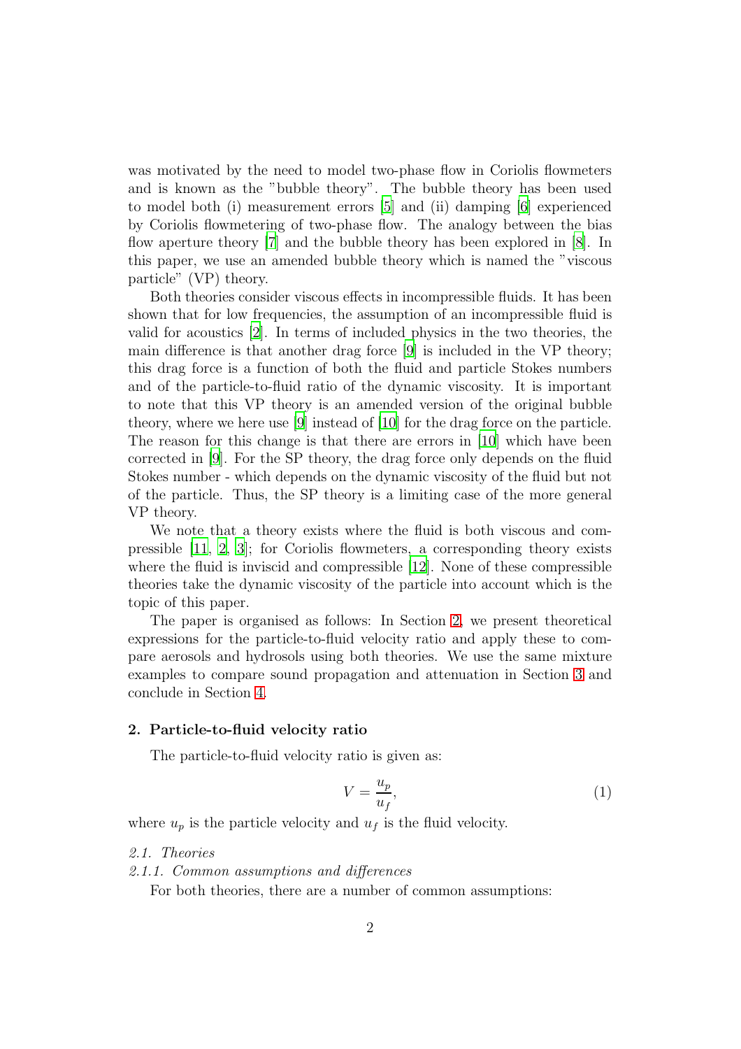was motivated by the need to model two-phase flow in Coriolis flowmeters and is known as the "bubble theory". The bubble theory has been used to model both (i) measurement errors [5] and (ii) damping [6] experienced by Coriolis flowmetering of two-phase flow. The analogy between the bias flow aperture theory [7] and the bubble theory has been explored in [8]. In this paper, we use an amended bubble theory which is named the "viscous particle" (VP) theory.

Both theories consider viscous effects in incompressible fluids. It has been shown that for low frequencies, the assumption of an incompressible fluid is valid for acoustics [2]. In terms of included physics in the two theories, the main difference is that another drag force [9] is included in the VP theory; this drag force is a function of both the fluid and particle Stokes numbers and of the particle-to-fluid ratio of the dynamic viscosity. It is important to note that this VP theory is an amended version of the original bubble theory, where we here use [9] instead of [10] for the drag force on the particle. The reason for this change is that there are errors in [10] which have been corrected in [9]. For the SP theory, the drag force only depends on the fluid Stokes number - which depends on the dynamic viscosity of the fluid but not of the particle. Thus, the SP theory is a limiting case of the more general VP theory.

We note that a theory exists where the fluid is both viscous and compressible [11, 2, 3]; for Coriolis flowmeters, a corresponding theory exists where the fluid is inviscid and compressible [12]. None of these compressible theories take the dynamic viscosity of the particle into account which is the topic of this paper.

The paper is organised as follows: In Section 2, we present theoretical expressions for the particle-to-fluid velocity ratio and apply these to compare aerosols and hydrosols using both theories. We use the same mixture examples to compare sound propagation and attenuation in Section 3 and conclude in Section 4.

## 2. Particle-to-fluid velocity ratio

The particle-to-fluid velocity ratio is given as:

$$V = \frac{u_p}{u_f}, \tag{1}$$

where $u_p$ is the particle velocity and $u_f$ is the fluid velocity.

### *2.1. Theories*

#### *2.1.1. Common assumptions and differences*

For both theories, there are a number of common assumptions: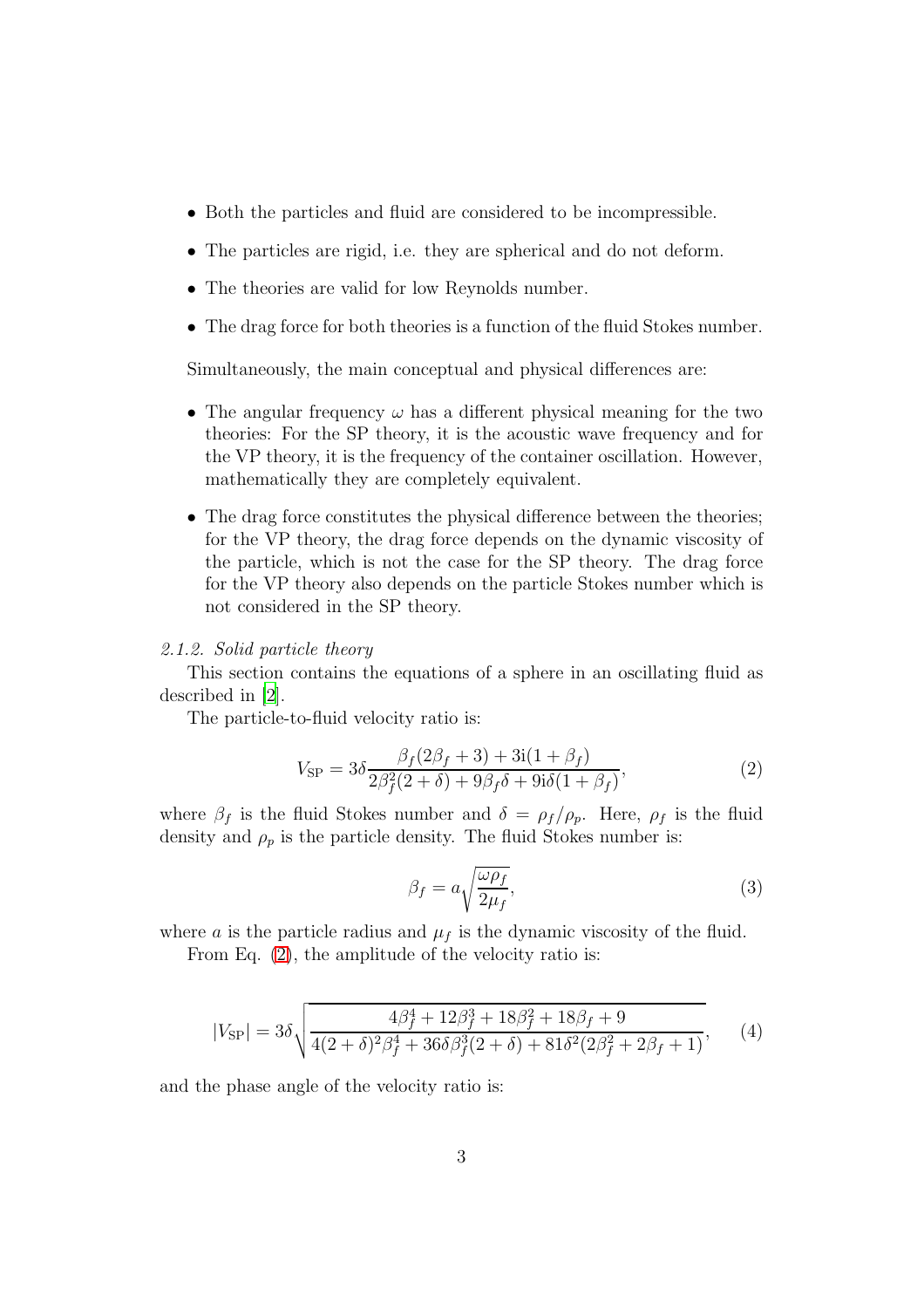- Both the particles and fluid are considered to be incompressible.
- The particles are rigid, i.e. they are spherical and do not deform.
- The theories are valid for low Reynolds number.
- The drag force for both theories is a function of the fluid Stokes number.

Simultaneously, the main conceptual and physical differences are:

- The angular frequency $\omega$ has a different physical meaning for the two theories: For the SP theory, it is the acoustic wave frequency and for the VP theory, it is the frequency of the container oscillation. However, mathematically they are completely equivalent.
- The drag force constitutes the physical difference between the theories; for the VP theory, the drag force depends on the dynamic viscosity of the particle, which is not the case for the SP theory. The drag force for the VP theory also depends on the particle Stokes number which is not considered in the SP theory.

*2.1.2. Solid particle theory*

This section contains the equations of a sphere in an oscillating fluid as described in [2].

The particle-to-fluid velocity ratio is:

$$V_{\mathrm{SP}} = 3\delta \frac{\beta_f(2\beta_f + 3) + 3\mathrm{i}(1 + \beta_f)}{2\beta_f^2(2 + \delta) + 9\beta_f\delta + 9\mathrm{i}\delta(1 + \beta_f)}, \tag{2}$$

where $\beta_f$ is the fluid Stokes number and $\delta = \rho_f/\rho_p$. Here, $\rho_f$ is the fluid density and $\rho_p$ is the particle density. The fluid Stokes number is:

$$\beta_f = a\sqrt{\frac{\omega\rho_f}{2\mu_f}}, \tag{3}$$

where $a$ is the particle radius and $\mu_f$ is the dynamic viscosity of the fluid.

From Eq. (2), the amplitude of the velocity ratio is:

$$|V_{\mathrm{SP}}| = 3\delta\sqrt{\frac{4\beta_f^4 + 12\beta_f^3 + 18\beta_f^2 + 18\beta_f + 9}{4(2+\delta)^2\beta_f^4 + 36\delta\beta_f^3(2+\delta) + 81\delta^2(2\beta_f^2 + 2\beta_f + 1)}}, \tag{4}$$

and the phase angle of the velocity ratio is: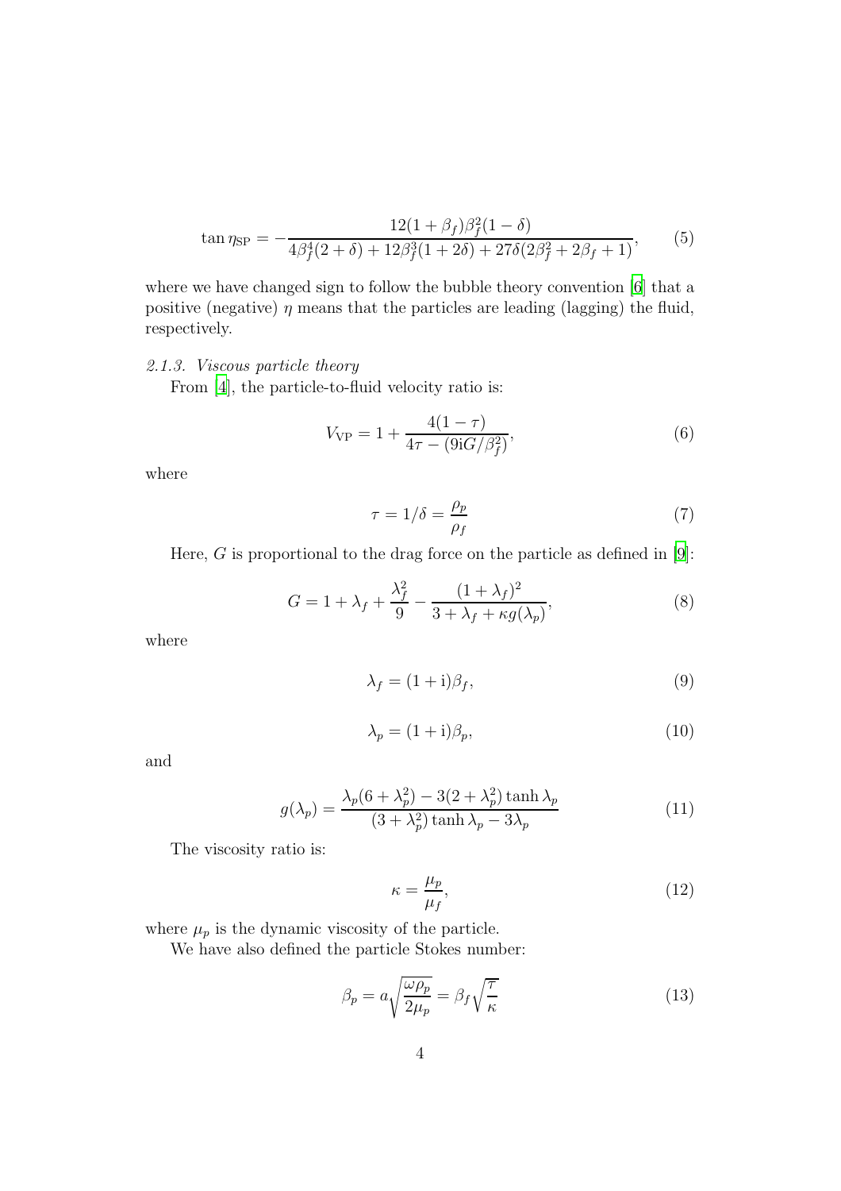$$\tan \eta_{\text{SP}} = -\frac{12(1+\beta_f)\beta_f^2(1-\delta)}{4\beta_f^4(2+\delta) + 12\beta_f^3(1+2\delta) + 27\delta(2\beta_f^2 + 2\beta_f + 1)}, \tag{5}$$

where we have changed sign to follow the bubble theory convention [6] that a positive (negative) $\eta$ means that the particles are leading (lagging) the fluid, respectively.

### *2.1.3. Viscous particle theory*

From [4], the particle-to-fluid velocity ratio is:

$$V_{\text{VP}} = 1 + \frac{4(1-\tau)}{4\tau - (9\text{i}G/\beta_f^2)}, \tag{6}$$

where

$$\tau = 1/\delta = \frac{\rho_p}{\rho_f} \tag{7}$$

Here, $G$ is proportional to the drag force on the particle as defined in [9]:

$$G = 1 + \lambda_f + \frac{\lambda_f^2}{9} - \frac{(1+\lambda_f)^2}{3 + \lambda_f + \kappa g(\lambda_p)}, \tag{8}$$

where

$$\lambda_f = (1+\text{i})\beta_f, \tag{9}$$

$$\lambda_p = (1+\text{i})\beta_p, \tag{10}$$

and

$$g(\lambda_p) = \frac{\lambda_p(6+\lambda_p^2) - 3(2+\lambda_p^2)\tanh\lambda_p}{(3+\lambda_p^2)\tanh\lambda_p - 3\lambda_p} \tag{11}$$

The viscosity ratio is:

$$\kappa = \frac{\mu_p}{\mu_f}, \tag{12}$$

where $\mu_p$ is the dynamic viscosity of the particle.

We have also defined the particle Stokes number:

$$\beta_p = a\sqrt{\frac{\omega\rho_p}{2\mu_p}} = \beta_f\sqrt{\frac{\tau}{\kappa}} \tag{13}$$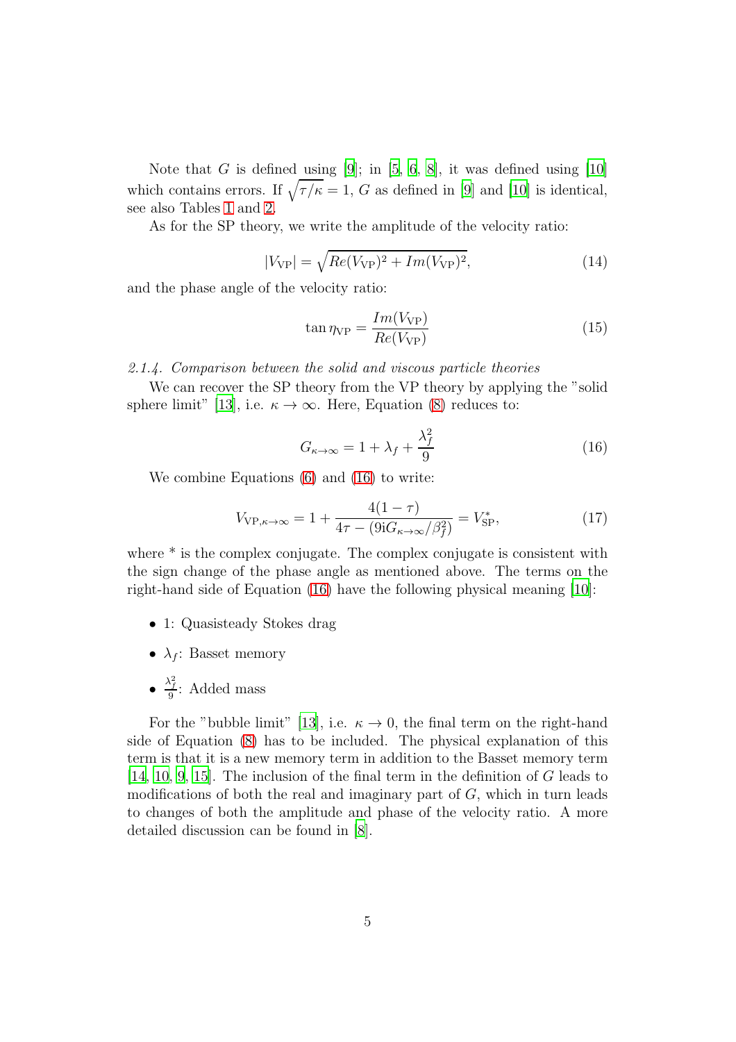Note that $G$ is defined using [9]; in [5, 6, 8], it was defined using [10] which contains errors. If $\sqrt{\tau/\kappa} = 1$, $G$ as defined in [9] and [10] is identical, see also Tables 1 and 2.

As for the SP theory, we write the amplitude of the velocity ratio:

$$|V_{\mathrm{VP}}| = \sqrt{Re(V_{\mathrm{VP}})^2 + Im(V_{\mathrm{VP}})^2}, \tag{14}$$

and the phase angle of the velocity ratio:

$$\tan \eta_{\mathrm{VP}} = \frac{Im(V_{\mathrm{VP}})}{Re(V_{\mathrm{VP}})} \tag{15}$$

*2.1.4. Comparison between the solid and viscous particle theories*

We can recover the SP theory from the VP theory by applying the "solid sphere limit" [13], i.e. $\kappa \to \infty$. Here, Equation (8) reduces to:

$$G_{\kappa\to\infty} = 1 + \lambda_f + \frac{\lambda_f^2}{9} \tag{16}$$

We combine Equations (6) and (16) to write:

$$V_{\mathrm{VP},\kappa\to\infty} = 1 + \frac{4(1-\tau)}{4\tau - (9\mathrm{i}G_{\kappa\to\infty}/\beta_f^2)} = V_{\mathrm{SP}}^*, \tag{17}$$

where * is the complex conjugate. The complex conjugate is consistent with the sign change of the phase angle as mentioned above. The terms on the right-hand side of Equation (16) have the following physical meaning [10]:

- 1: Quasisteady Stokes drag
- $\lambda_f$: Basset memory
- $\frac{\lambda_f^2}{9}$: Added mass

For the "bubble limit" [13], i.e. $\kappa \to 0$, the final term on the right-hand side of Equation (8) has to be included. The physical explanation of this term is that it is a new memory term in addition to the Basset memory term [14, 10, 9, 15]. The inclusion of the final term in the definition of $G$ leads to modifications of both the real and imaginary part of $G$, which in turn leads to changes of both the amplitude and phase of the velocity ratio. A more detailed discussion can be found in [8].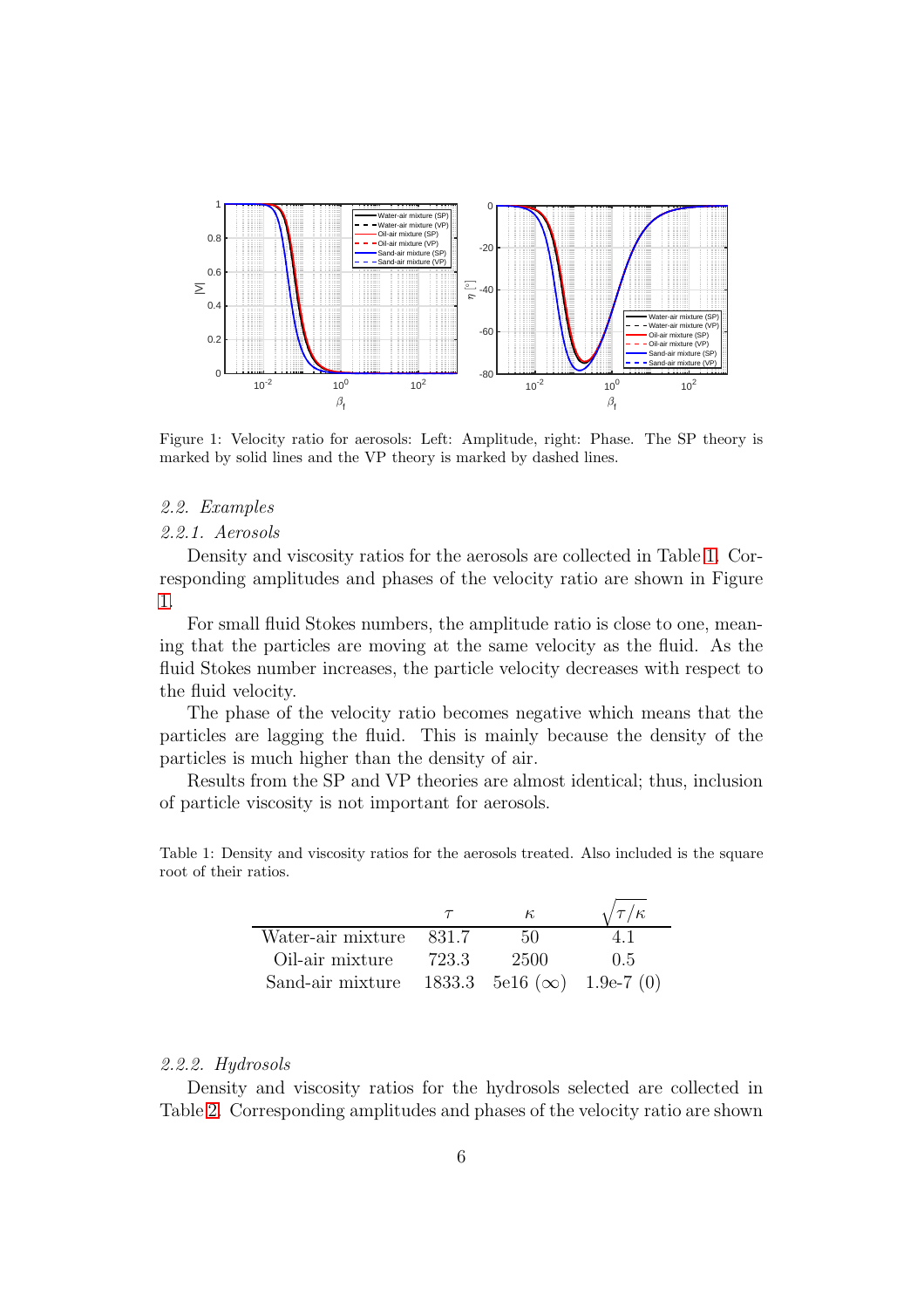Figure 1: Velocity ratio for aerosols: Left: Amplitude, right: Phase. The SP theory is marked by solid lines and the VP theory is marked by dashed lines.

### 2.2. Examples

#### 2.2.1. Aerosols

Density and viscosity ratios for the aerosols are collected in Table 1. Corresponding amplitudes and phases of the velocity ratio are shown in Figure 1.

For small fluid Stokes numbers, the amplitude ratio is close to one, meaning that the particles are moving at the same velocity as the fluid. As the fluid Stokes number increases, the particle velocity decreases with respect to the fluid velocity.

The phase of the velocity ratio becomes negative which means that the particles are lagging the fluid. This is mainly because the density of the particles is much higher than the density of air.

Results from the SP and VP theories are almost identical; thus, inclusion of particle viscosity is not important for aerosols.

Table 1: Density and viscosity ratios for the aerosols treated. Also included is the square root of their ratios.

| | $\tau$ | $\kappa$ | $\sqrt{\tau/\kappa}$ |
|---|---|---|---|
| Water-air mixture | 831.7 | 50 | 4.1 |
| Oil-air mixture | 723.3 | 2500 | 0.5 |
| Sand-air mixture | 1833.3 | 5e16 ($\infty$) | 1.9e-7 (0) |

#### 2.2.2. Hydrosols

Density and viscosity ratios for the hydrosols selected are collected in Table 2. Corresponding amplitudes and phases of the velocity ratio are shown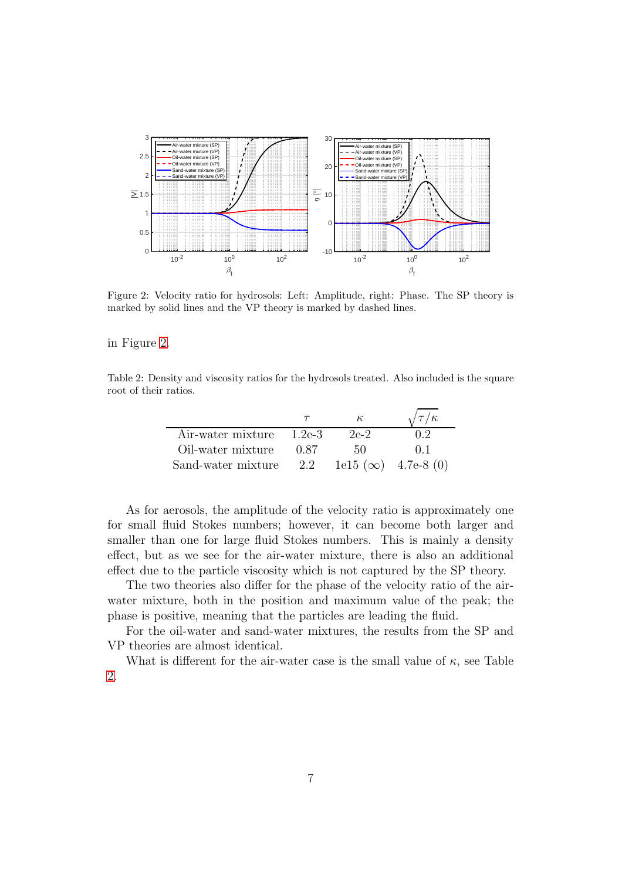Figure 2: Velocity ratio for hydrosols: Left: Amplitude, right: Phase. The SP theory is marked by solid lines and the VP theory is marked by dashed lines.

in Figure 2.

Table 2: Density and viscosity ratios for the hydrosols treated. Also included is the square root of their ratios.

| | $\tau$ | $\kappa$ | $\sqrt{\tau/\kappa}$ |
|---|---|---|---|
| Air-water mixture | 1.2e-3 | 2e-2 | 0.2 |
| Oil-water mixture | 0.87 | 50 | 0.1 |
| Sand-water mixture | 2.2 | 1e15 ($\infty$) | 4.7e-8 (0) |

As for aerosols, the amplitude of the velocity ratio is approximately one for small fluid Stokes numbers; however, it can become both larger and smaller than one for large fluid Stokes numbers. This is mainly a density effect, but as we see for the air-water mixture, there is also an additional effect due to the particle viscosity which is not captured by the SP theory.

The two theories also differ for the phase of the velocity ratio of the air-water mixture, both in the position and maximum value of the peak; the phase is positive, meaning that the particles are leading the fluid.

For the oil-water and sand-water mixtures, the results from the SP and VP theories are almost identical.

What is different for the air-water case is the small value of $\kappa$, see Table 2.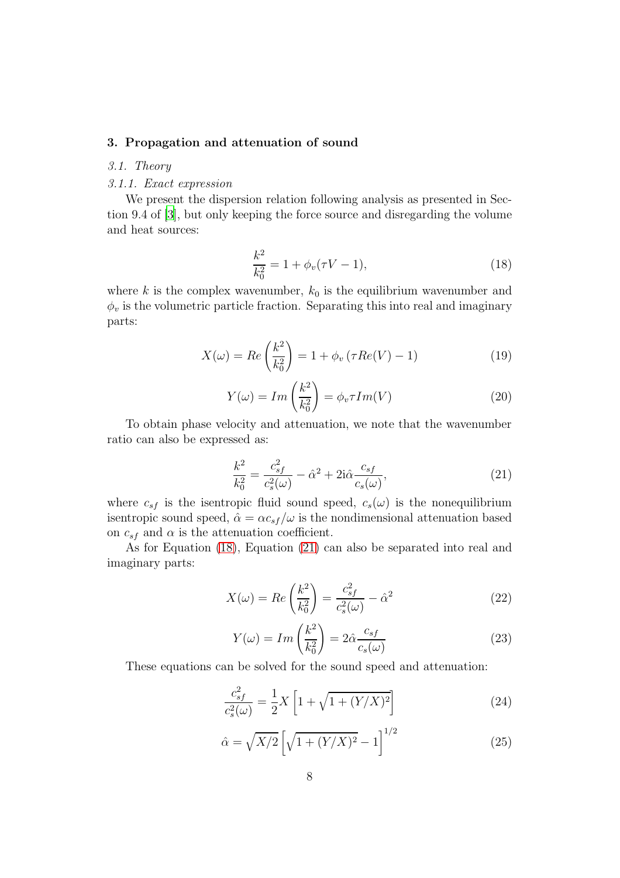## 3. Propagation and attenuation of sound

### *3.1. Theory*

#### *3.1.1. Exact expression*

We present the dispersion relation following analysis as presented in Section 9.4 of [3], but only keeping the force source and disregarding the volume and heat sources:

$$\frac{k^2}{k_0^2} = 1 + \phi_v(\tau V - 1), \tag{18}$$

where $k$ is the complex wavenumber, $k_0$ is the equilibrium wavenumber and $\phi_v$ is the volumetric particle fraction. Separating this into real and imaginary parts:

$$X(\omega) = Re\left(\frac{k^2}{k_0^2}\right) = 1 + \phi_v\left(\tau Re(V) - 1\right) \tag{19}$$

$$Y(\omega) = Im\left(\frac{k^2}{k_0^2}\right) = \phi_v \tau Im(V) \tag{20}$$

To obtain phase velocity and attenuation, we note that the wavenumber ratio can also be expressed as:

$$\frac{k^2}{k_0^2} = \frac{c_{sf}^2}{c_s^2(\omega)} - \hat{\alpha}^2 + 2\mathrm{i}\hat{\alpha}\frac{c_{sf}}{c_s(\omega)}, \tag{21}$$

where $c_{sf}$ is the isentropic fluid sound speed, $c_s(\omega)$ is the nonequilibrium isentropic sound speed, $\hat{\alpha} = \alpha c_{sf}/\omega$ is the nondimensional attenuation based on $c_{sf}$ and $\alpha$ is the attenuation coefficient.

As for Equation (18), Equation (21) can also be separated into real and imaginary parts:

$$X(\omega) = Re\left(\frac{k^2}{k_0^2}\right) = \frac{c_{sf}^2}{c_s^2(\omega)} - \hat{\alpha}^2 \tag{22}$$

$$Y(\omega) = Im\left(\frac{k^2}{k_0^2}\right) = 2\hat{\alpha}\frac{c_{sf}}{c_s(\omega)} \tag{23}$$

These equations can be solved for the sound speed and attenuation:

$$\frac{c_{sf}^2}{c_s^2(\omega)} = \frac{1}{2}X\left[1 + \sqrt{1 + (Y/X)^2}\right] \tag{24}$$

$$\hat{\alpha} = \sqrt{X/2}\left[\sqrt{1 + (Y/X)^2} - 1\right]^{1/2} \tag{25}$$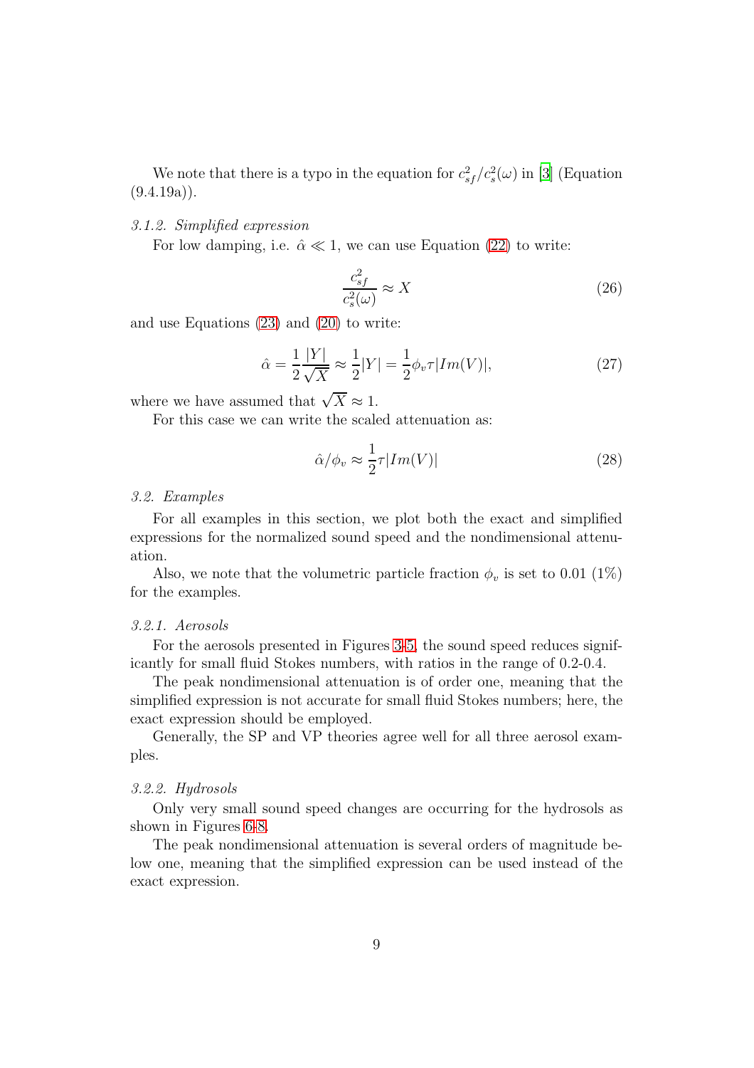We note that there is a typo in the equation for $c_{sf}^2/c_s^2(\omega)$ in [3] (Equation (9.4.19a)).

#### 3.1.2. Simplified expression

For low damping, i.e. $\hat{\alpha} \ll 1$, we can use Equation (22) to write:

$$\frac{c_{sf}^2}{c_s^2(\omega)} \approx X \tag{26}$$

and use Equations (23) and (20) to write:

$$\hat{\alpha} = \frac{1}{2}\frac{|Y|}{\sqrt{X}} \approx \frac{1}{2}|Y| = \frac{1}{2}\phi_v \tau |Im(V)|, \tag{27}$$

where we have assumed that $\sqrt{X} \approx 1$.

For this case we can write the scaled attenuation as:

$$\hat{\alpha}/\phi_v \approx \frac{1}{2}\tau |Im(V)| \tag{28}$$

### 3.2. Examples

For all examples in this section, we plot both the exact and simplified expressions for the normalized sound speed and the nondimensional attenuation.

Also, we note that the volumetric particle fraction $\phi_v$ is set to 0.01 (1%) for the examples.

#### 3.2.1. Aerosols

For the aerosols presented in Figures 3-5, the sound speed reduces significantly for small fluid Stokes numbers, with ratios in the range of 0.2-0.4.

The peak nondimensional attenuation is of order one, meaning that the simplified expression is not accurate for small fluid Stokes numbers; here, the exact expression should be employed.

Generally, the SP and VP theories agree well for all three aerosol examples.

#### 3.2.2. Hydrosols

Only very small sound speed changes are occurring for the hydrosols as shown in Figures 6-8.

The peak nondimensional attenuation is several orders of magnitude below one, meaning that the simplified expression can be used instead of the exact expression.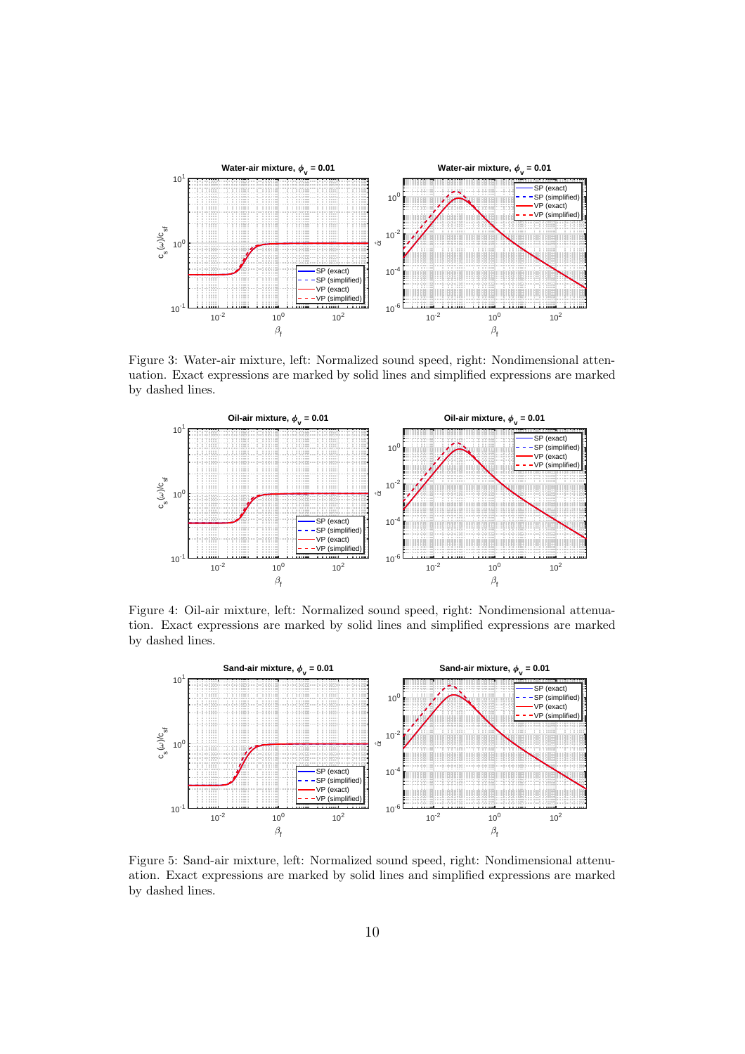Figure 3: Water-air mixture, left: Normalized sound speed, right: Nondimensional attenuation. Exact expressions are marked by solid lines and simplified expressions are marked by dashed lines.

Figure 4: Oil-air mixture, left: Normalized sound speed, right: Nondimensional attenuation. Exact expressions are marked by solid lines and simplified expressions are marked by dashed lines.

Figure 5: Sand-air mixture, left: Normalized sound speed, right: Nondimensional attenuation. Exact expressions are marked by solid lines and simplified expressions are marked by dashed lines.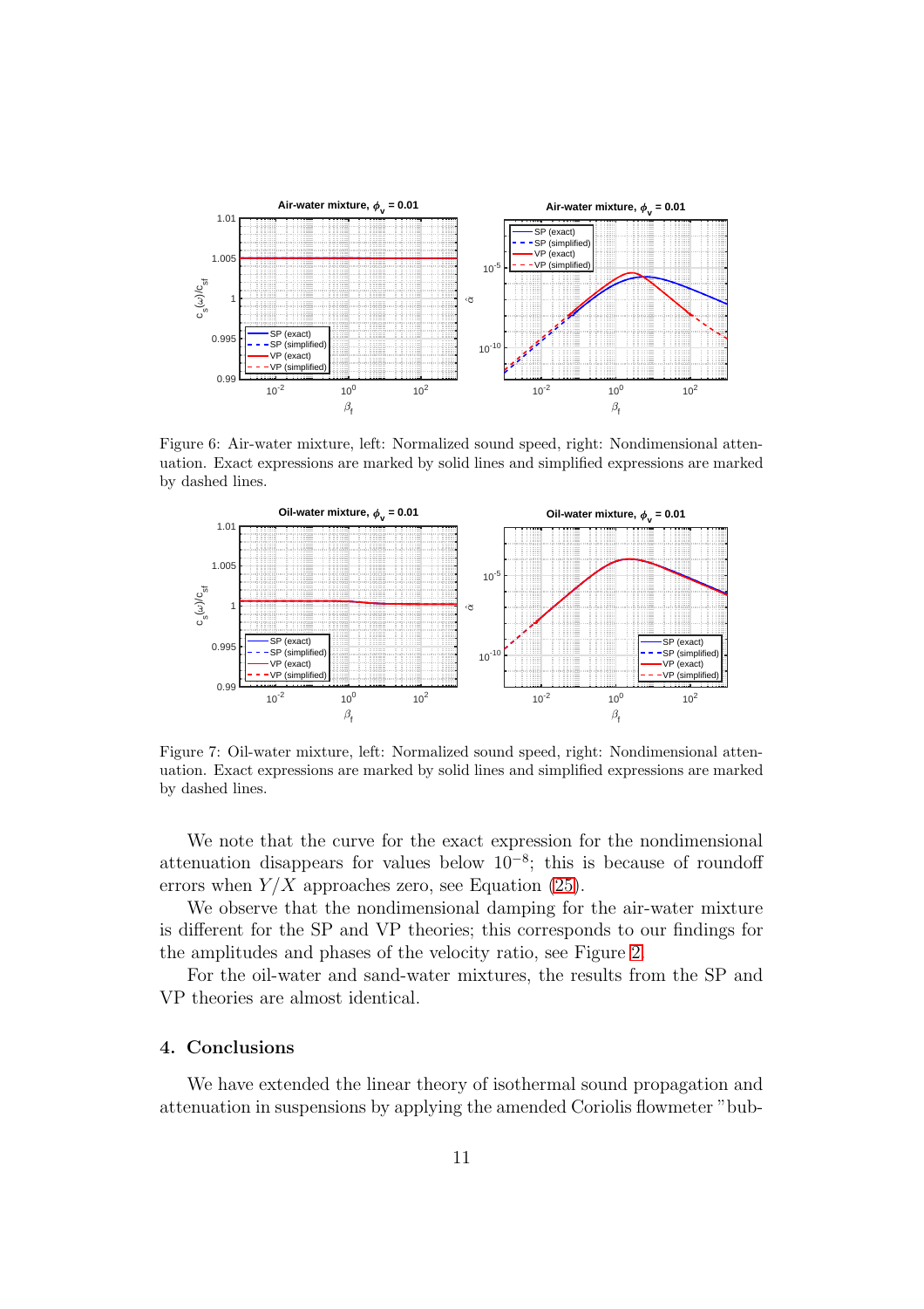Figure 6: Air-water mixture, left: Normalized sound speed, right: Nondimensional attenuation. Exact expressions are marked by solid lines and simplified expressions are marked by dashed lines.

Figure 7: Oil-water mixture, left: Normalized sound speed, right: Nondimensional attenuation. Exact expressions are marked by solid lines and simplified expressions are marked by dashed lines.

We note that the curve for the exact expression for the nondimensional attenuation disappears for values below $10^{-8}$; this is because of roundoff errors when $Y/X$ approaches zero, see Equation (25).

We observe that the nondimensional damping for the air-water mixture is different for the SP and VP theories; this corresponds to our findings for the amplitudes and phases of the velocity ratio, see Figure 2.

For the oil-water and sand-water mixtures, the results from the SP and VP theories are almost identical.

## 4. Conclusions

We have extended the linear theory of isothermal sound propagation and attenuation in suspensions by applying the amended Coriolis flowmeter "bub-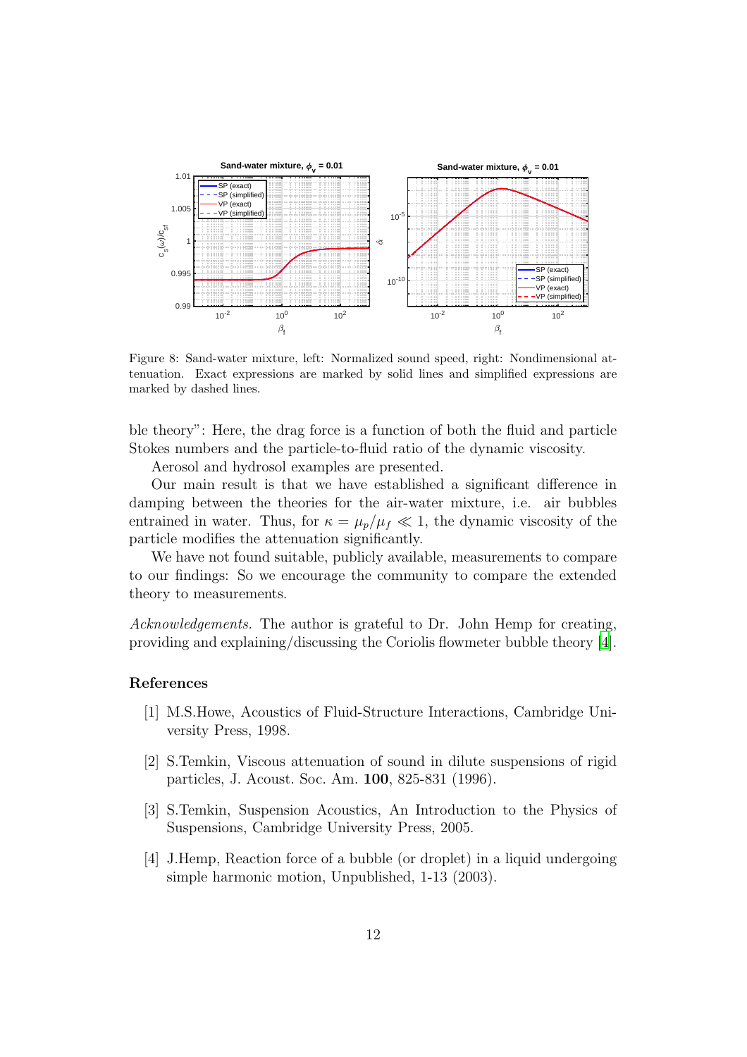Figure 8: Sand-water mixture, left: Normalized sound speed, right: Nondimensional attenuation. Exact expressions are marked by solid lines and simplified expressions are marked by dashed lines.

ble theory": Here, the drag force is a function of both the fluid and particle Stokes numbers and the particle-to-fluid ratio of the dynamic viscosity.

Aerosol and hydrosol examples are presented.

Our main result is that we have established a significant difference in damping between the theories for the air-water mixture, i.e. air bubbles entrained in water. Thus, for $\kappa = \mu_p/\mu_f \ll 1$, the dynamic viscosity of the particle modifies the attenuation significantly.

We have not found suitable, publicly available, measurements to compare to our findings: So we encourage the community to compare the extended theory to measurements.

*Acknowledgements.* The author is grateful to Dr. John Hemp for creating, providing and explaining/discussing the Coriolis flowmeter bubble theory [4].

## References

[1] M.S.Howe, Acoustics of Fluid-Structure Interactions, Cambridge University Press, 1998.

[2] S.Temkin, Viscous attenuation of sound in dilute suspensions of rigid particles, J. Acoust. Soc. Am. **100**, 825-831 (1996).

[3] S.Temkin, Suspension Acoustics, An Introduction to the Physics of Suspensions, Cambridge University Press, 2005.

[4] J.Hemp, Reaction force of a bubble (or droplet) in a liquid undergoing simple harmonic motion, Unpublished, 1-13 (2003).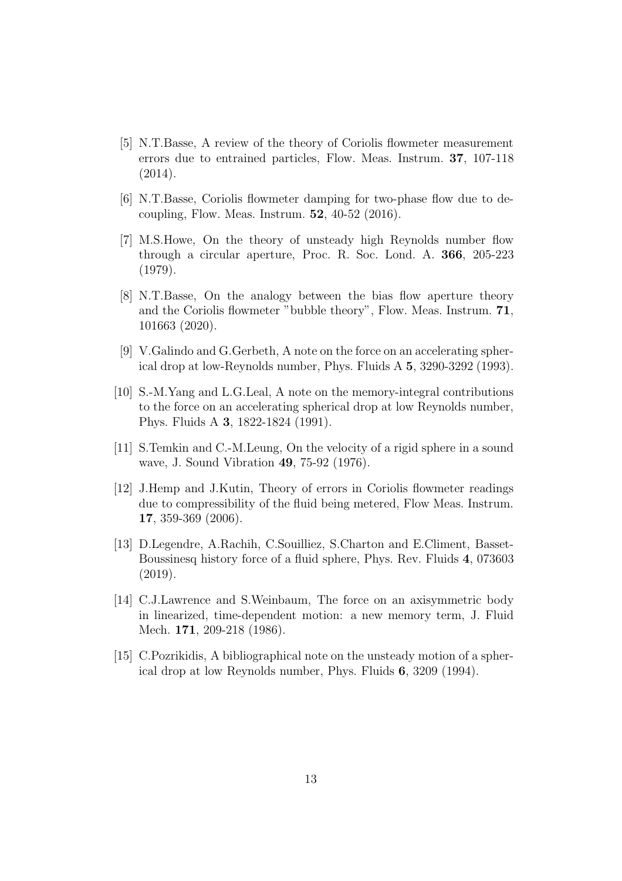[5] N.T.Basse, A review of the theory of Coriolis flowmeter measurement errors due to entrained particles, Flow. Meas. Instrum. **37**, 107-118 (2014).

[6] N.T.Basse, Coriolis flowmeter damping for two-phase flow due to decoupling, Flow. Meas. Instrum. **52**, 40-52 (2016).

[7] M.S.Howe, On the theory of unsteady high Reynolds number flow through a circular aperture, Proc. R. Soc. Lond. A. **366**, 205-223 (1979).

[8] N.T.Basse, On the analogy between the bias flow aperture theory and the Coriolis flowmeter "bubble theory", Flow. Meas. Instrum. **71**, 101663 (2020).

[9] V.Galindo and G.Gerbeth, A note on the force on an accelerating spherical drop at low-Reynolds number, Phys. Fluids A **5**, 3290-3292 (1993).

[10] S.-M.Yang and L.G.Leal, A note on the memory-integral contributions to the force on an accelerating spherical drop at low Reynolds number, Phys. Fluids A **3**, 1822-1824 (1991).

[11] S.Temkin and C.-M.Leung, On the velocity of a rigid sphere in a sound wave, J. Sound Vibration **49**, 75-92 (1976).

[12] J.Hemp and J.Kutin, Theory of errors in Coriolis flowmeter readings due to compressibility of the fluid being metered, Flow Meas. Instrum. **17**, 359-369 (2006).

[13] D.Legendre, A.Rachih, C.Souilliez, S.Charton and E.Climent, Basset-Boussinesq history force of a fluid sphere, Phys. Rev. Fluids **4**, 073603 (2019).

[14] C.J.Lawrence and S.Weinbaum, The force on an axisymmetric body in linearized, time-dependent motion: a new memory term, J. Fluid Mech. **171**, 209-218 (1986).

[15] C.Pozrikidis, A bibliographical note on the unsteady motion of a spherical drop at low Reynolds number, Phys. Fluids **6**, 3209 (1994).